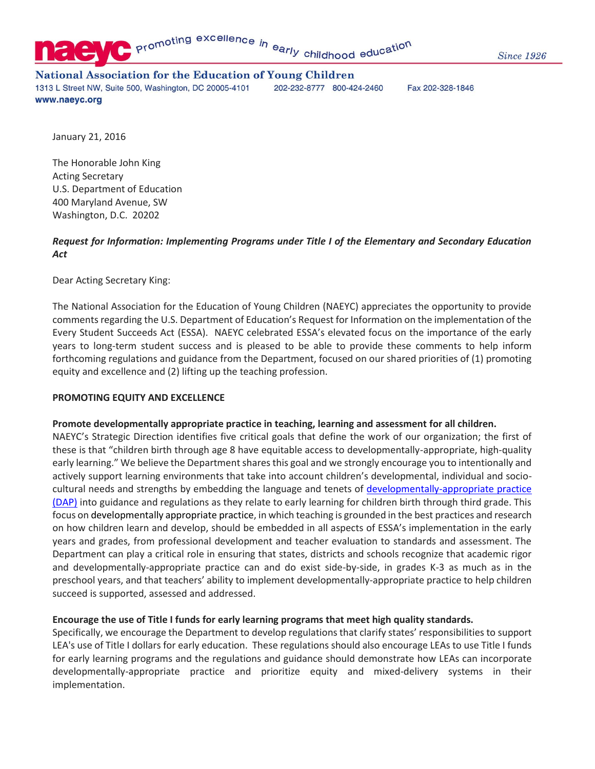naeyc promoting excellence in early childhood education — Since 1926

**National Association for the Education of Young Children**
1313 L Street NW, Suite 500, Washington, DC 20005-4101 202-232-8777 800-424-2460 Fax 202-328-1846
www.naeyc.org

January 21, 2016

The Honorable John King
Acting Secretary
U.S. Department of Education
400 Maryland Avenue, SW
Washington, D.C. 20202

***Request for Information: Implementing Programs under Title I of the Elementary and Secondary Education Act***

Dear Acting Secretary King:

The National Association for the Education of Young Children (NAEYC) appreciates the opportunity to provide comments regarding the U.S. Department of Education's Request for Information on the implementation of the Every Student Succeeds Act (ESSA). NAEYC celebrated ESSA's elevated focus on the importance of the early years to long-term student success and is pleased to be able to provide these comments to help inform forthcoming regulations and guidance from the Department, focused on our shared priorities of (1) promoting equity and excellence and (2) lifting up the teaching profession.

**PROMOTING EQUITY AND EXCELLENCE**

**Promote developmentally appropriate practice in teaching, learning and assessment for all children.**
NAEYC's Strategic Direction identifies five critical goals that define the work of our organization; the first of these is that "children birth through age 8 have equitable access to developmentally-appropriate, high-quality early learning." We believe the Department shares this goal and we strongly encourage you to intentionally and actively support learning environments that take into account children's developmental, individual and socio-cultural needs and strengths by embedding the language and tenets of developmentally-appropriate practice (DAP) into guidance and regulations as they relate to early learning for children birth through third grade. This focus on developmentally appropriate practice, in which teaching is grounded in the best practices and research on how children learn and develop, should be embedded in all aspects of ESSA's implementation in the early years and grades, from professional development and teacher evaluation to standards and assessment. The Department can play a critical role in ensuring that states, districts and schools recognize that academic rigor and developmentally-appropriate practice can and do exist side-by-side, in grades K-3 as much as in the preschool years, and that teachers' ability to implement developmentally-appropriate practice to help children succeed is supported, assessed and addressed.

**Encourage the use of Title I funds for early learning programs that meet high quality standards.**
Specifically, we encourage the Department to develop regulations that clarify states' responsibilities to support LEA's use of Title I dollars for early education. These regulations should also encourage LEAs to use Title I funds for early learning programs and the regulations and guidance should demonstrate how LEAs can incorporate developmentally-appropriate practice and prioritize equity and mixed-delivery systems in their implementation.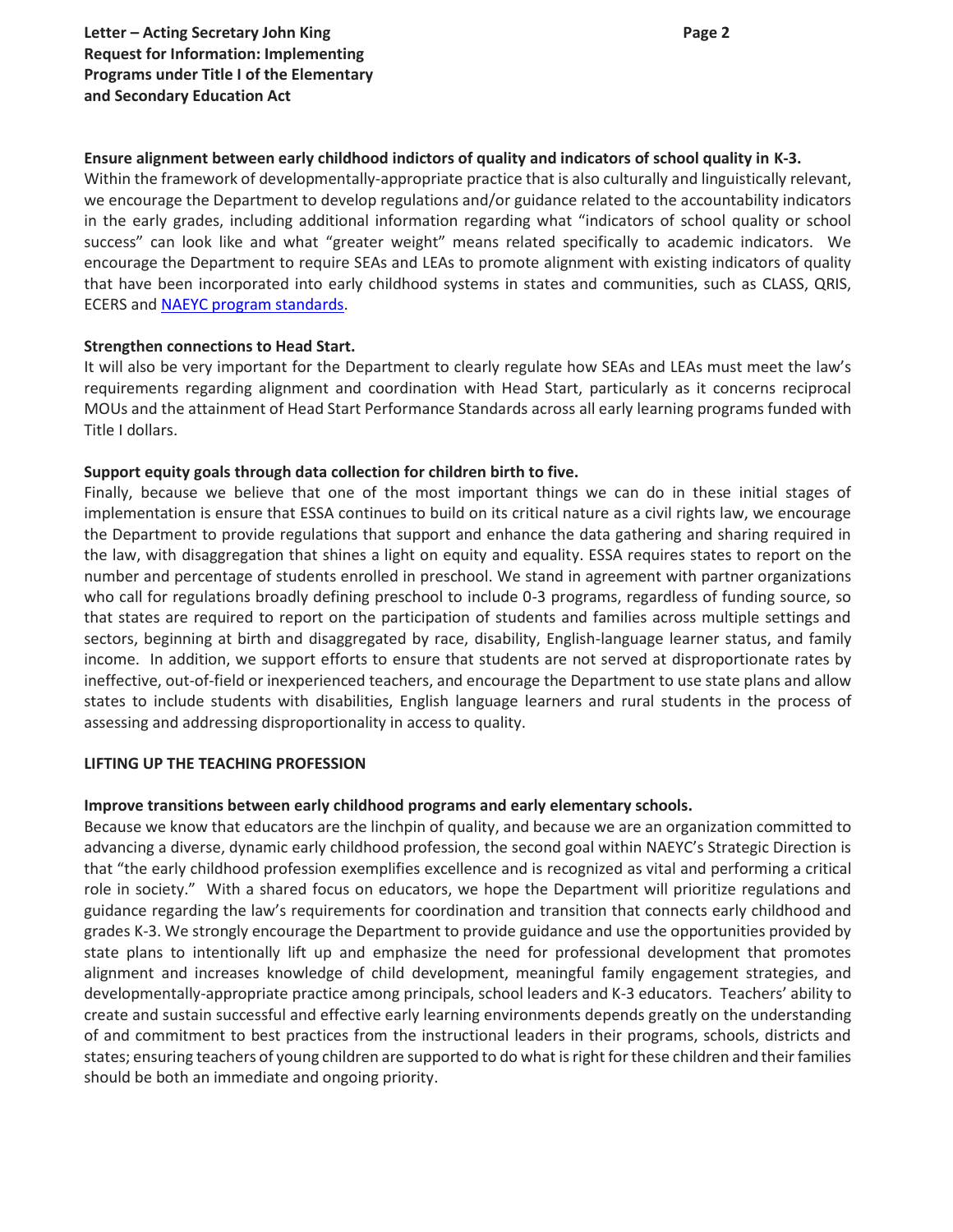**Ensure alignment between early childhood indictors of quality and indicators of school quality in K-3.**
Within the framework of developmentally-appropriate practice that is also culturally and linguistically relevant, we encourage the Department to develop regulations and/or guidance related to the accountability indicators in the early grades, including additional information regarding what "indicators of school quality or school success" can look like and what "greater weight" means related specifically to academic indicators. We encourage the Department to require SEAs and LEAs to promote alignment with existing indicators of quality that have been incorporated into early childhood systems in states and communities, such as CLASS, QRIS, ECERS and NAEYC program standards.

**Strengthen connections to Head Start.**
It will also be very important for the Department to clearly regulate how SEAs and LEAs must meet the law's requirements regarding alignment and coordination with Head Start, particularly as it concerns reciprocal MOUs and the attainment of Head Start Performance Standards across all early learning programs funded with Title I dollars.

**Support equity goals through data collection for children birth to five.**
Finally, because we believe that one of the most important things we can do in these initial stages of implementation is ensure that ESSA continues to build on its critical nature as a civil rights law, we encourage the Department to provide regulations that support and enhance the data gathering and sharing required in the law, with disaggregation that shines a light on equity and equality. ESSA requires states to report on the number and percentage of students enrolled in preschool. We stand in agreement with partner organizations who call for regulations broadly defining preschool to include 0-3 programs, regardless of funding source, so that states are required to report on the participation of students and families across multiple settings and sectors, beginning at birth and disaggregated by race, disability, English-language learner status, and family income. In addition, we support efforts to ensure that students are not served at disproportionate rates by ineffective, out-of-field or inexperienced teachers, and encourage the Department to use state plans and allow states to include students with disabilities, English language learners and rural students in the process of assessing and addressing disproportionality in access to quality.

**LIFTING UP THE TEACHING PROFESSION**

**Improve transitions between early childhood programs and early elementary schools.**
Because we know that educators are the linchpin of quality, and because we are an organization committed to advancing a diverse, dynamic early childhood profession, the second goal within NAEYC's Strategic Direction is that "the early childhood profession exemplifies excellence and is recognized as vital and performing a critical role in society." With a shared focus on educators, we hope the Department will prioritize regulations and guidance regarding the law's requirements for coordination and transition that connects early childhood and grades K-3. We strongly encourage the Department to provide guidance and use the opportunities provided by state plans to intentionally lift up and emphasize the need for professional development that promotes alignment and increases knowledge of child development, meaningful family engagement strategies, and developmentally-appropriate practice among principals, school leaders and K-3 educators. Teachers' ability to create and sustain successful and effective early learning environments depends greatly on the understanding of and commitment to best practices from the instructional leaders in their programs, schools, districts and states; ensuring teachers of young children are supported to do what is right for these children and their families should be both an immediate and ongoing priority.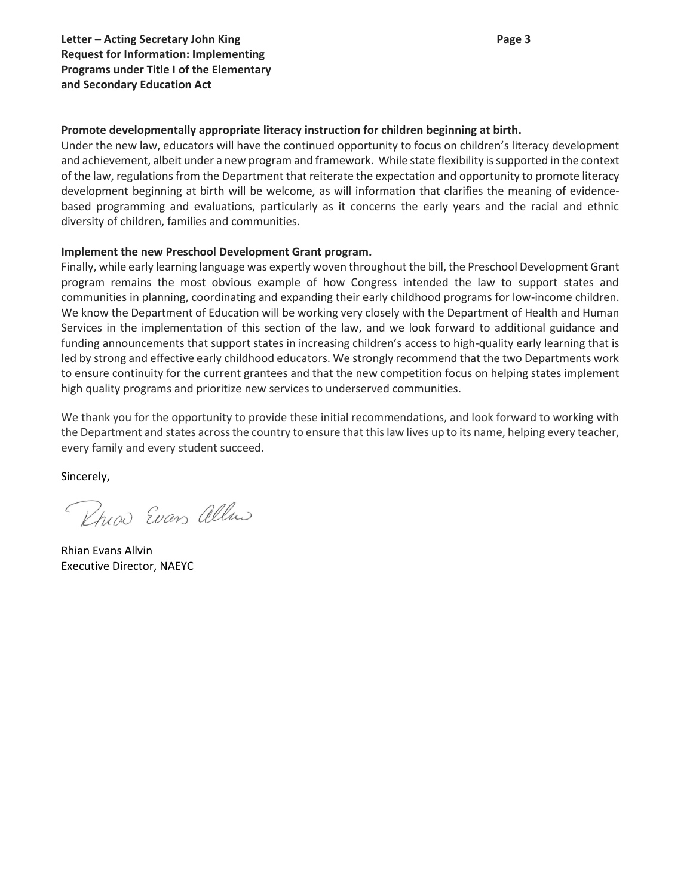**Promote developmentally appropriate literacy instruction for children beginning at birth.**

Under the new law, educators will have the continued opportunity to focus on children's literacy development and achievement, albeit under a new program and framework. While state flexibility is supported in the context of the law, regulations from the Department that reiterate the expectation and opportunity to promote literacy development beginning at birth will be welcome, as will information that clarifies the meaning of evidence-based programming and evaluations, particularly as it concerns the early years and the racial and ethnic diversity of children, families and communities.

**Implement the new Preschool Development Grant program.**

Finally, while early learning language was expertly woven throughout the bill, the Preschool Development Grant program remains the most obvious example of how Congress intended the law to support states and communities in planning, coordinating and expanding their early childhood programs for low-income children. We know the Department of Education will be working very closely with the Department of Health and Human Services in the implementation of this section of the law, and we look forward to additional guidance and funding announcements that support states in increasing children's access to high-quality early learning that is led by strong and effective early childhood educators. We strongly recommend that the two Departments work to ensure continuity for the current grantees and that the new competition focus on helping states implement high quality programs and prioritize new services to underserved communities.

We thank you for the opportunity to provide these initial recommendations, and look forward to working with the Department and states across the country to ensure that this law lives up to its name, helping every teacher, every family and every student succeed.

Sincerely,

Rhian Evans Allvin

Rhian Evans Allvin
Executive Director, NAEYC